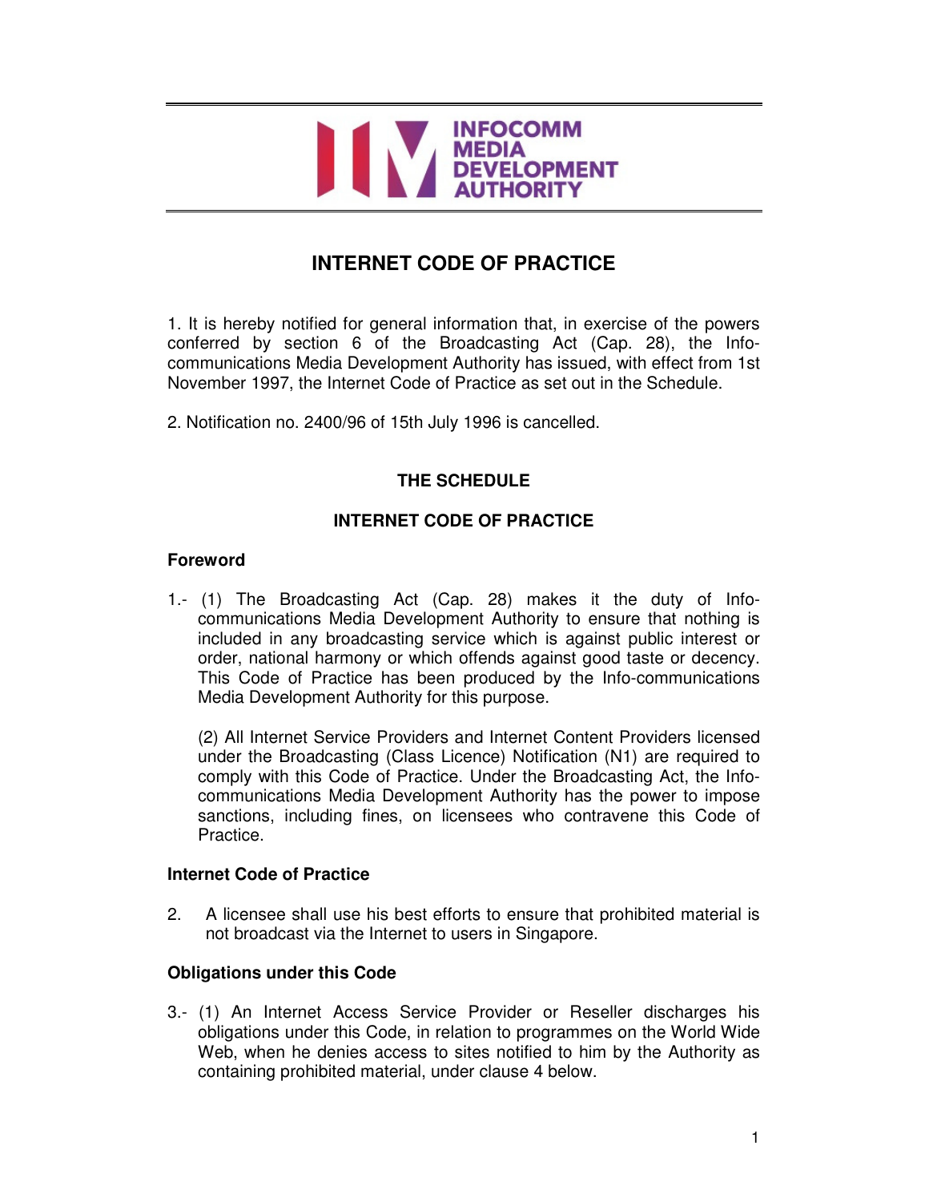# INTERNET CODE OF PRACTICE

1. It is hereby notified for general information that, in exercise of the powers conferred by section 6 of the Broadcasting Act (Cap. 28), the Info-communications Media Development Authority has issued, with effect from 1st November 1997, the Internet Code of Practice as set out in the Schedule.

2. Notification no. 2400/96 of 15th July 1996 is cancelled.

## THE SCHEDULE

## INTERNET CODE OF PRACTICE

### Foreword

1.- (1) The Broadcasting Act (Cap. 28) makes it the duty of Info-communications Media Development Authority to ensure that nothing is included in any broadcasting service which is against public interest or order, national harmony or which offends against good taste or decency. This Code of Practice has been produced by the Info-communications Media Development Authority for this purpose.

(2) All Internet Service Providers and Internet Content Providers licensed under the Broadcasting (Class Licence) Notification (N1) are required to comply with this Code of Practice. Under the Broadcasting Act, the Info-communications Media Development Authority has the power to impose sanctions, including fines, on licensees who contravene this Code of Practice.

### Internet Code of Practice

2. A licensee shall use his best efforts to ensure that prohibited material is not broadcast via the Internet to users in Singapore.

### Obligations under this Code

3.- (1) An Internet Access Service Provider or Reseller discharges his obligations under this Code, in relation to programmes on the World Wide Web, when he denies access to sites notified to him by the Authority as containing prohibited material, under clause 4 below.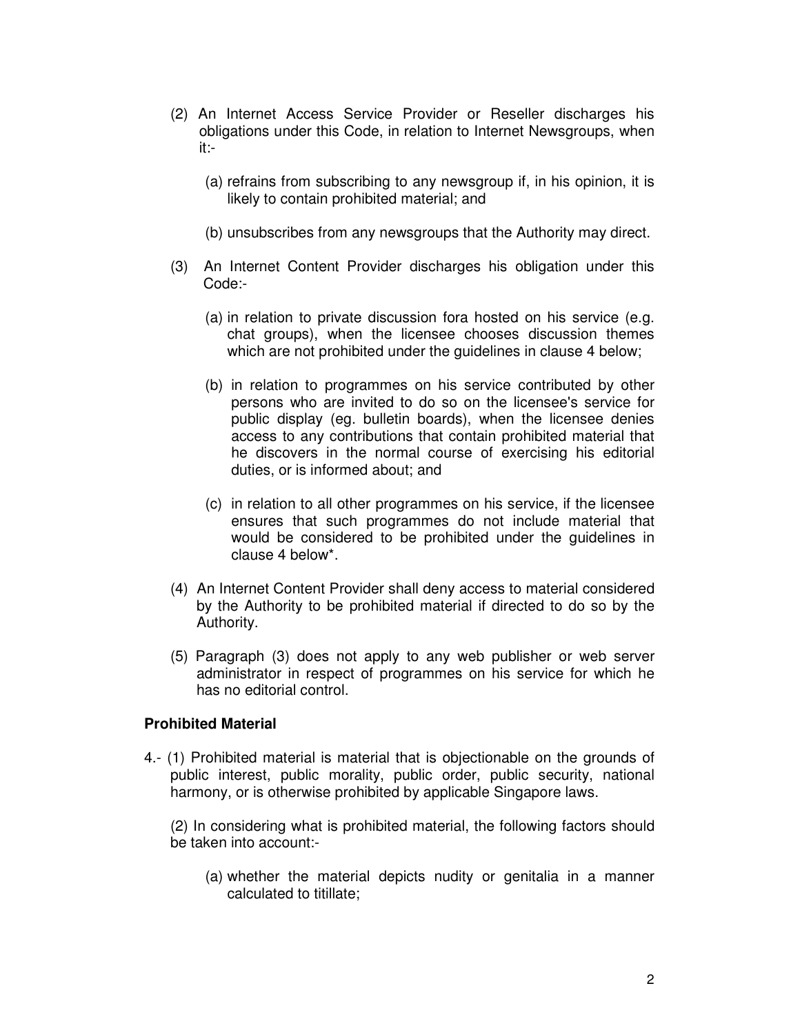(2) An Internet Access Service Provider or Reseller discharges his obligations under this Code, in relation to Internet Newsgroups, when it:-

(a) refrains from subscribing to any newsgroup if, in his opinion, it is likely to contain prohibited material; and

(b) unsubscribes from any newsgroups that the Authority may direct.

(3) An Internet Content Provider discharges his obligation under this Code:-

(a) in relation to private discussion fora hosted on his service (e.g. chat groups), when the licensee chooses discussion themes which are not prohibited under the guidelines in clause 4 below;

(b) in relation to programmes on his service contributed by other persons who are invited to do so on the licensee's service for public display (eg. bulletin boards), when the licensee denies access to any contributions that contain prohibited material that he discovers in the normal course of exercising his editorial duties, or is informed about; and

(c) in relation to all other programmes on his service, if the licensee ensures that such programmes do not include material that would be considered to be prohibited under the guidelines in clause 4 below*.

(4) An Internet Content Provider shall deny access to material considered by the Authority to be prohibited material if directed to do so by the Authority.

(5) Paragraph (3) does not apply to any web publisher or web server administrator in respect of programmes on his service for which he has no editorial control.

**Prohibited Material**

4.- (1) Prohibited material is material that is objectionable on the grounds of public interest, public morality, public order, public security, national harmony, or is otherwise prohibited by applicable Singapore laws.

(2) In considering what is prohibited material, the following factors should be taken into account:-

(a) whether the material depicts nudity or genitalia in a manner calculated to titillate;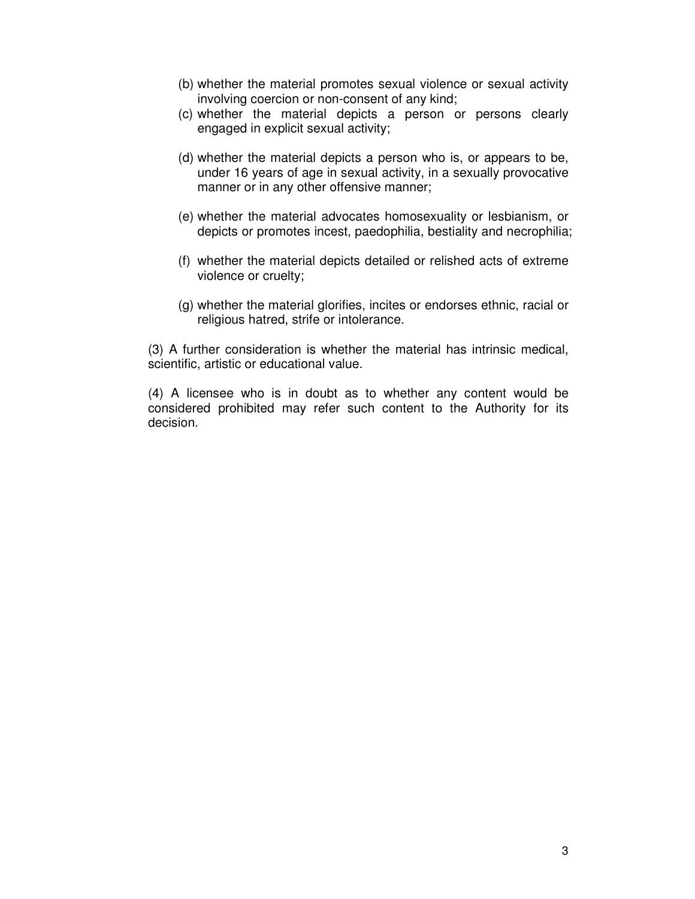(b) whether the material promotes sexual violence or sexual activity involving coercion or non-consent of any kind;

(c) whether the material depicts a person or persons clearly engaged in explicit sexual activity;

(d) whether the material depicts a person who is, or appears to be, under 16 years of age in sexual activity, in a sexually provocative manner or in any other offensive manner;

(e) whether the material advocates homosexuality or lesbianism, or depicts or promotes incest, paedophilia, bestiality and necrophilia;

(f) whether the material depicts detailed or relished acts of extreme violence or cruelty;

(g) whether the material glorifies, incites or endorses ethnic, racial or religious hatred, strife or intolerance.

(3) A further consideration is whether the material has intrinsic medical, scientific, artistic or educational value.

(4) A licensee who is in doubt as to whether any content would be considered prohibited may refer such content to the Authority for its decision.